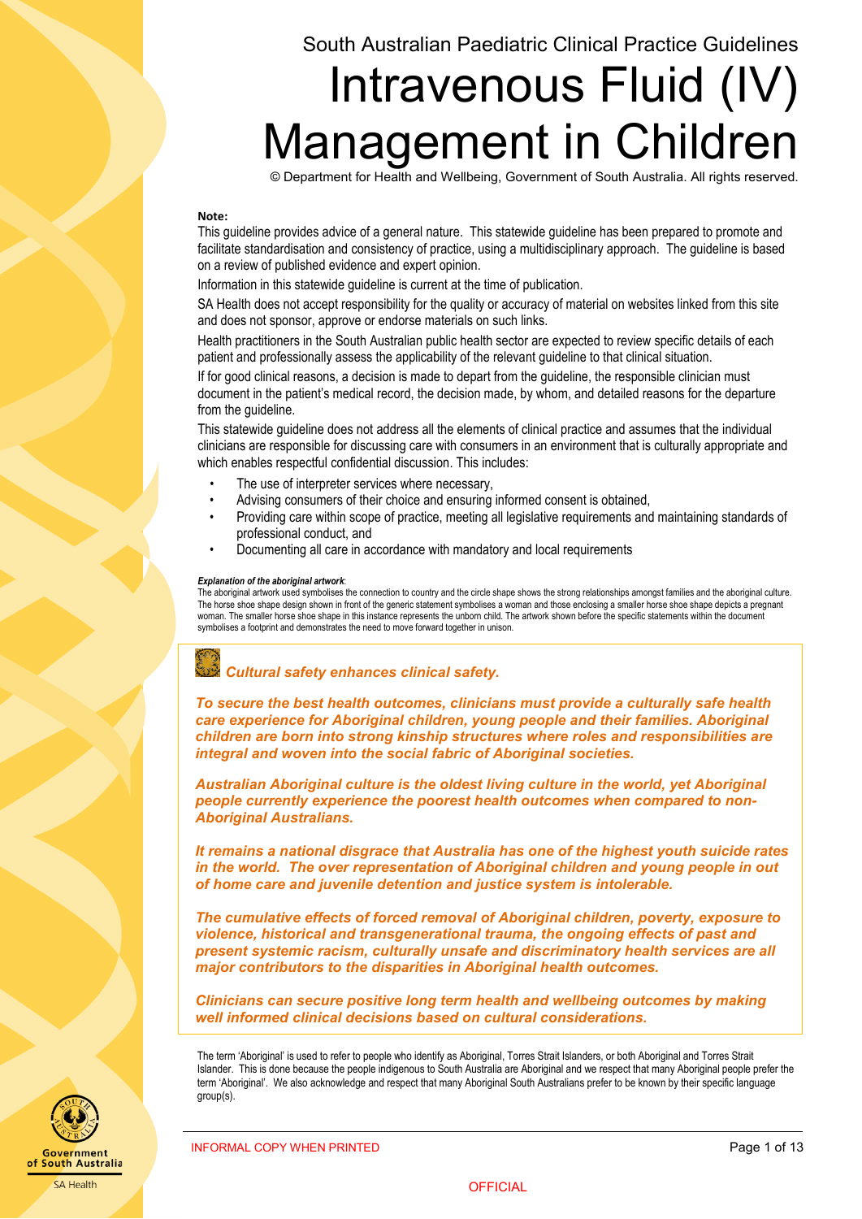South Australian Paediatric Clinical Practice Guidelines

# Intravenous Fluid (IV) Management in Children

© Department for Health and Wellbeing, Government of South Australia. All rights reserved.

**Note:**

This guideline provides advice of a general nature. This statewide guideline has been prepared to promote and facilitate standardisation and consistency of practice, using a multidisciplinary approach. The guideline is based on a review of published evidence and expert opinion.

Information in this statewide guideline is current at the time of publication.

SA Health does not accept responsibility for the quality or accuracy of material on websites linked from this site and does not sponsor, approve or endorse materials on such links.

Health practitioners in the South Australian public health sector are expected to review specific details of each patient and professionally assess the applicability of the relevant guideline to that clinical situation.

If for good clinical reasons, a decision is made to depart from the guideline, the responsible clinician must document in the patient's medical record, the decision made, by whom, and detailed reasons for the departure from the guideline.

This statewide guideline does not address all the elements of clinical practice and assumes that the individual clinicians are responsible for discussing care with consumers in an environment that is culturally appropriate and which enables respectful confidential discussion. This includes:

- The use of interpreter services where necessary,
- Advising consumers of their choice and ensuring informed consent is obtained,
- Providing care within scope of practice, meeting all legislative requirements and maintaining standards of professional conduct, and
- Documenting all care in accordance with mandatory and local requirements

***Explanation of the aboriginal artwork*:**
The aboriginal artwork used symbolises the connection to country and the circle shape shows the strong relationships amongst families and the aboriginal culture. The horse shoe shape design shown in front of the generic statement symbolises a woman and those enclosing a smaller horse shoe shape depicts a pregnant woman. The smaller horse shoe shape in this instance represents the unborn child. The artwork shown before the specific statements within the document symbolises a footprint and demonstrates the need to move forward together in unison.

***Cultural safety enhances clinical safety.***

***To secure the best health outcomes, clinicians must provide a culturally safe health care experience for Aboriginal children, young people and their families. Aboriginal children are born into strong kinship structures where roles and responsibilities are integral and woven into the social fabric of Aboriginal societies.***

***Australian Aboriginal culture is the oldest living culture in the world, yet Aboriginal people currently experience the poorest health outcomes when compared to non-Aboriginal Australians.***

***It remains a national disgrace that Australia has one of the highest youth suicide rates in the world. The over representation of Aboriginal children and young people in out of home care and juvenile detention and justice system is intolerable.***

***The cumulative effects of forced removal of Aboriginal children, poverty, exposure to violence, historical and transgenerational trauma, the ongoing effects of past and present systemic racism, culturally unsafe and discriminatory health services are all major contributors to the disparities in Aboriginal health outcomes.***

***Clinicians can secure positive long term health and wellbeing outcomes by making well informed clinical decisions based on cultural considerations.***

The term 'Aboriginal' is used to refer to people who identify as Aboriginal, Torres Strait Islanders, or both Aboriginal and Torres Strait Islander. This is done because the people indigenous to South Australia are Aboriginal and we respect that many Aboriginal people prefer the term 'Aboriginal'. We also acknowledge and respect that many Aboriginal South Australians prefer to be known by their specific language group(s).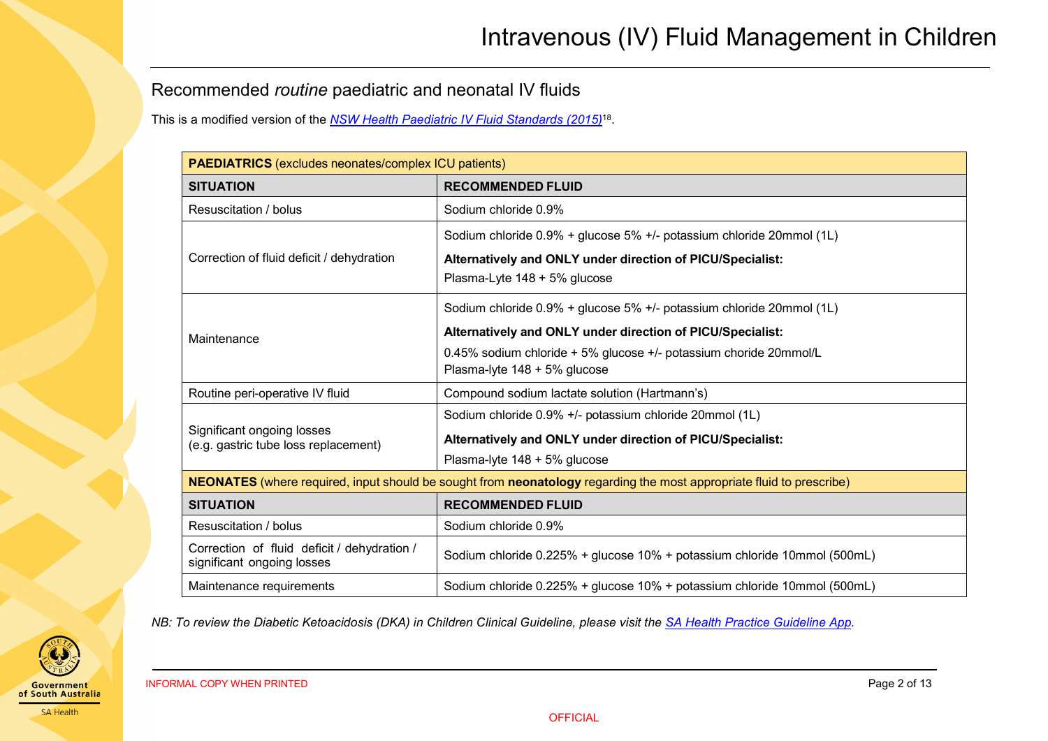## Recommended *routine* paediatric and neonatal IV fluids

This is a modified version of the *NSW Health Paediatric IV Fluid Standards (2015)*[18].

| **PAEDIATRICS** (excludes neonates/complex ICU patients) | |
|---|---|
| **SITUATION** | **RECOMMENDED FLUID** |
| Resuscitation / bolus | Sodium chloride 0.9% |
| Correction of fluid deficit / dehydration | Sodium chloride 0.9% + glucose 5% +/- potassium chloride 20mmol (1L)<br>**Alternatively and ONLY under direction of PICU/Specialist:**<br>Plasma-Lyte 148 + 5% glucose |
| Maintenance | Sodium chloride 0.9% + glucose 5% +/- potassium chloride 20mmol (1L)<br>**Alternatively and ONLY under direction of PICU/Specialist:**<br>0.45% sodium chloride + 5% glucose +/- potassium choride 20mmol/L<br>Plasma-lyte 148 + 5% glucose |
| Routine peri-operative IV fluid | Compound sodium lactate solution (Hartmann's) |
| Significant ongoing losses<br>(e.g. gastric tube loss replacement) | Sodium chloride 0.9% +/- potassium chloride 20mmol (1L)<br>**Alternatively and ONLY under direction of PICU/Specialist:**<br>Plasma-lyte 148 + 5% glucose |
| **NEONATES** (where required, input should be sought from **neonatology** regarding the most appropriate fluid to prescribe) | |
| **SITUATION** | **RECOMMENDED FLUID** |
| Resuscitation / bolus | Sodium chloride 0.9% |
| Correction of fluid deficit / dehydration / significant ongoing losses | Sodium chloride 0.225% + glucose 10% + potassium chloride 10mmol (500mL) |
| Maintenance requirements | Sodium chloride 0.225% + glucose 10% + potassium chloride 10mmol (500mL) |

*NB: To review the Diabetic Ketoacidosis (DKA) in Children Clinical Guideline, please visit the SA Health Practice Guideline App.*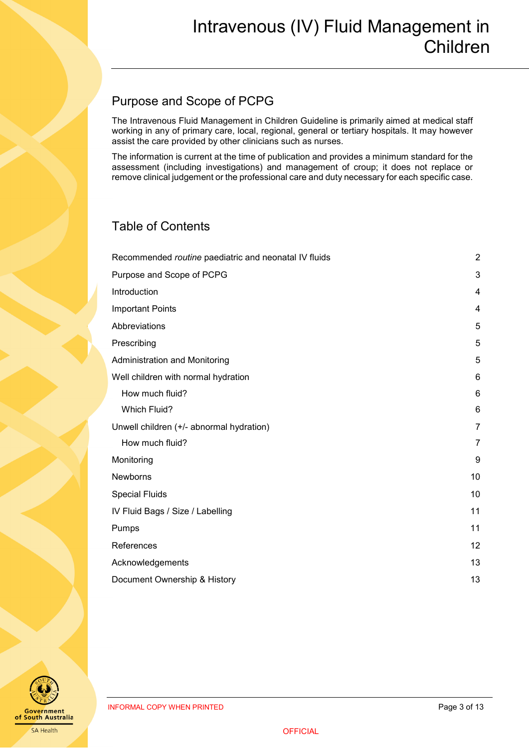# Intravenous (IV) Fluid Management in Children

## Purpose and Scope of PCPG

The Intravenous Fluid Management in Children Guideline is primarily aimed at medical staff working in any of primary care, local, regional, general or tertiary hospitals. It may however assist the care provided by other clinicians such as nurses.

The information is current at the time of publication and provides a minimum standard for the assessment (including investigations) and management of croup; it does not replace or remove clinical judgement or the professional care and duty necessary for each specific case.

## Table of Contents

| | |
|---|---|
| Recommended *routine* paediatric and neonatal IV fluids | 2 |
| Purpose and Scope of PCPG | 3 |
| Introduction | 4 |
| Important Points | 4 |
| Abbreviations | 5 |
| Prescribing | 5 |
| Administration and Monitoring | 5 |
| Well children with normal hydration | 6 |
| How much fluid? | 6 |
| Which Fluid? | 6 |
| Unwell children (+/- abnormal hydration) | 7 |
| How much fluid? | 7 |
| Monitoring | 9 |
| Newborns | 10 |
| Special Fluids | 10 |
| IV Fluid Bags / Size / Labelling | 11 |
| Pumps | 11 |
| References | 12 |
| Acknowledgements | 13 |
| Document Ownership & History | 13 |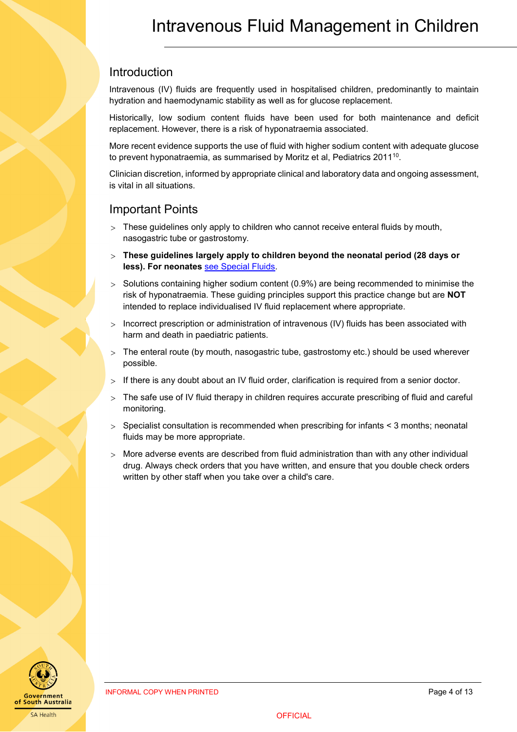# Intravenous Fluid Management in Children

## Introduction

Intravenous (IV) fluids are frequently used in hospitalised children, predominantly to maintain hydration and haemodynamic stability as well as for glucose replacement.

Historically, low sodium content fluids have been used for both maintenance and deficit replacement. However, there is a risk of hyponatraemia associated.

More recent evidence supports the use of fluid with higher sodium content with adequate glucose to prevent hyponatraemia, as summarised by Moritz et al, Pediatrics 2011[10].

Clinician discretion, informed by appropriate clinical and laboratory data and ongoing assessment, is vital in all situations.

## Important Points

- These guidelines only apply to children who cannot receive enteral fluids by mouth, nasogastric tube or gastrostomy.
- **These guidelines largely apply to children beyond the neonatal period (28 days or less). For neonates** see Special Fluids.
- Solutions containing higher sodium content (0.9%) are being recommended to minimise the risk of hyponatraemia. These guiding principles support this practice change but are **NOT** intended to replace individualised IV fluid replacement where appropriate.
- Incorrect prescription or administration of intravenous (IV) fluids has been associated with harm and death in paediatric patients.
- The enteral route (by mouth, nasogastric tube, gastrostomy etc.) should be used wherever possible.
- If there is any doubt about an IV fluid order, clarification is required from a senior doctor.
- The safe use of IV fluid therapy in children requires accurate prescribing of fluid and careful monitoring.
- Specialist consultation is recommended when prescribing for infants < 3 months; neonatal fluids may be more appropriate.
- More adverse events are described from fluid administration than with any other individual drug. Always check orders that you have written, and ensure that you double check orders written by other staff when you take over a child's care.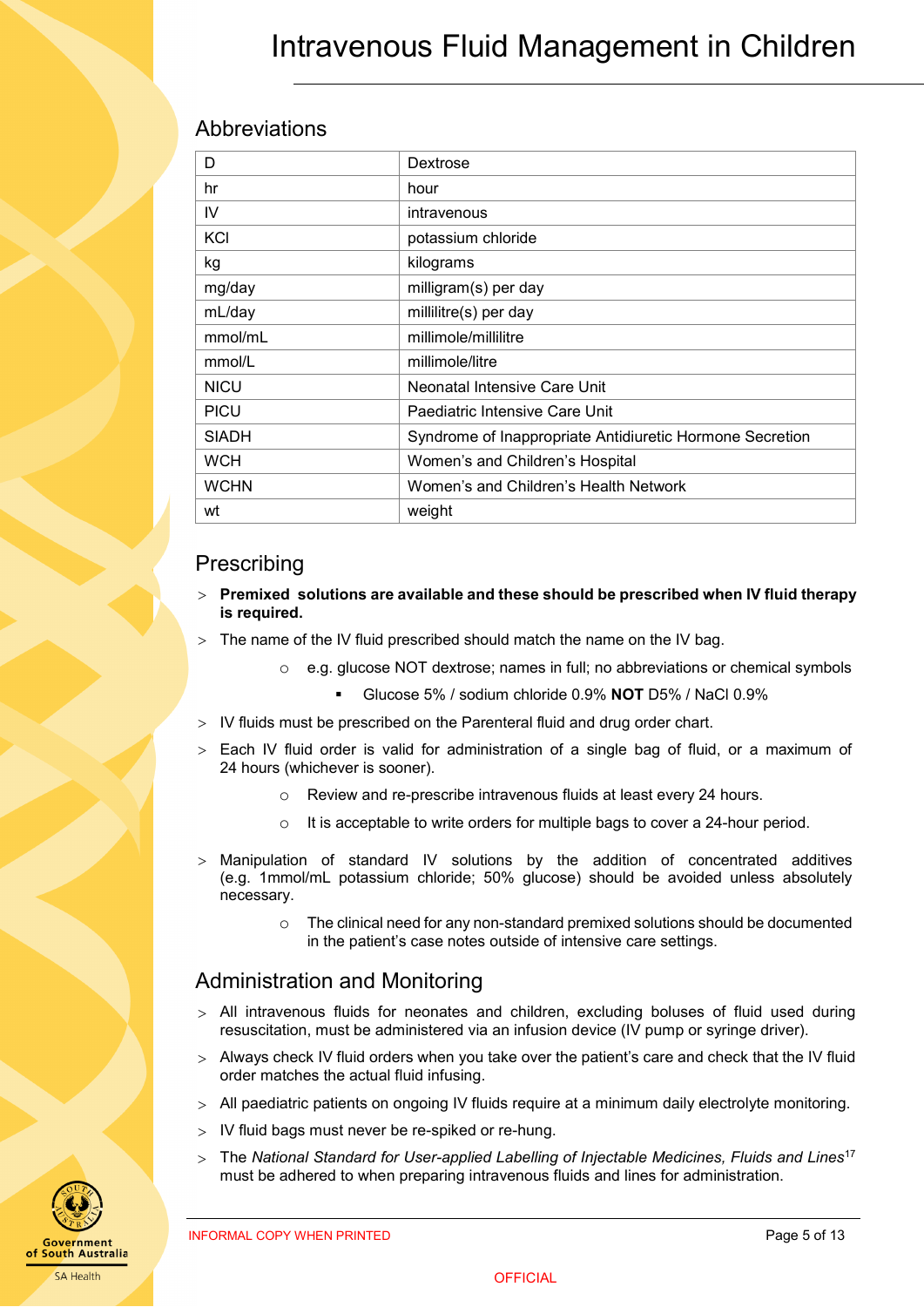## Abbreviations

| D | Dextrose |
|---|---|
| hr | hour |
| IV | intravenous |
| KCl | potassium chloride |
| kg | kilograms |
| mg/day | milligram(s) per day |
| mL/day | millilitre(s) per day |
| mmol/mL | millimole/millilitre |
| mmol/L | millimole/litre |
| NICU | Neonatal Intensive Care Unit |
| PICU | Paediatric Intensive Care Unit |
| SIADH | Syndrome of Inappropriate Antidiuretic Hormone Secretion |
| WCH | Women's and Children's Hospital |
| WCHN | Women's and Children's Health Network |
| wt | weight |

## Prescribing

- **Premixed solutions are available and these should be prescribed when IV fluid therapy is required.**
- The name of the IV fluid prescribed should match the name on the IV bag.
  - e.g. glucose NOT dextrose; names in full; no abbreviations or chemical symbols
    - Glucose 5% / sodium chloride 0.9% **NOT** D5% / NaCl 0.9%
- IV fluids must be prescribed on the Parenteral fluid and drug order chart.
- Each IV fluid order is valid for administration of a single bag of fluid, or a maximum of 24 hours (whichever is sooner).
  - Review and re-prescribe intravenous fluids at least every 24 hours.
  - It is acceptable to write orders for multiple bags to cover a 24-hour period.
- Manipulation of standard IV solutions by the addition of concentrated additives (e.g. 1mmol/mL potassium chloride; 50% glucose) should be avoided unless absolutely necessary.
  - The clinical need for any non-standard premixed solutions should be documented in the patient's case notes outside of intensive care settings.

## Administration and Monitoring

- All intravenous fluids for neonates and children, excluding boluses of fluid used during resuscitation, must be administered via an infusion device (IV pump or syringe driver).
- Always check IV fluid orders when you take over the patient's care and check that the IV fluid order matches the actual fluid infusing.
- All paediatric patients on ongoing IV fluids require at a minimum daily electrolyte monitoring.
- IV fluid bags must never be re-spiked or re-hung.
- The *National Standard for User-applied Labelling of Injectable Medicines, Fluids and Lines*[17] must be adhered to when preparing intravenous fluids and lines for administration.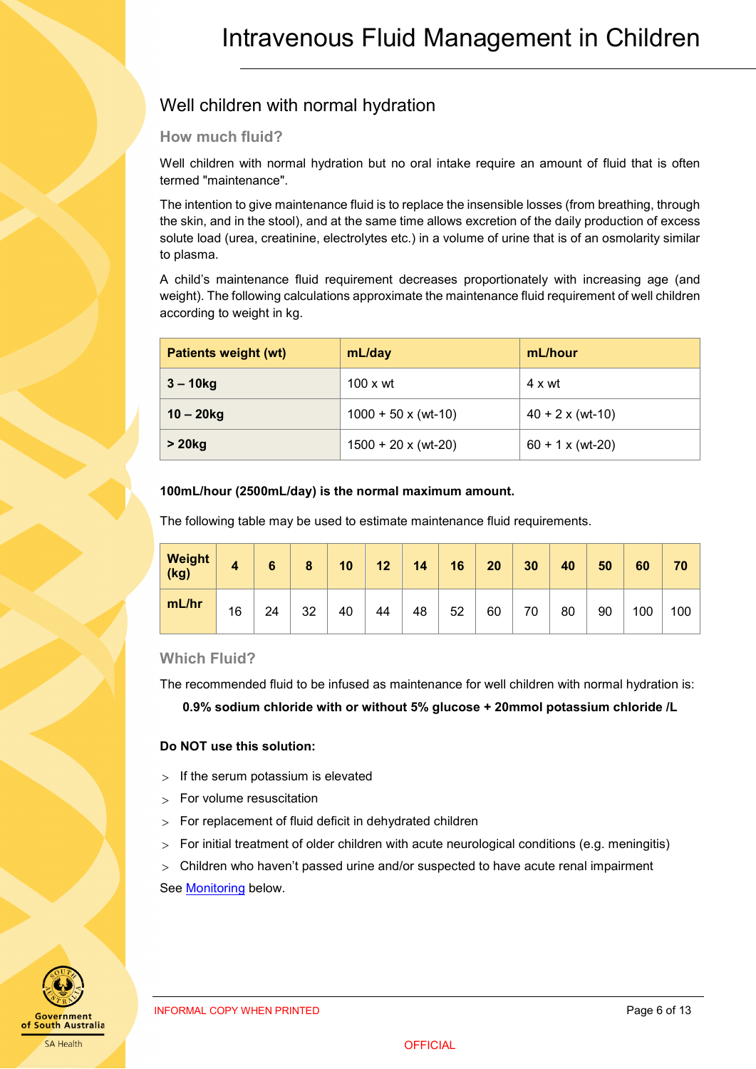## Well children with normal hydration

### How much fluid?

Well children with normal hydration but no oral intake require an amount of fluid that is often termed "maintenance".

The intention to give maintenance fluid is to replace the insensible losses (from breathing, through the skin, and in the stool), and at the same time allows excretion of the daily production of excess solute load (urea, creatinine, electrolytes etc.) in a volume of urine that is of an osmolarity similar to plasma.

A child's maintenance fluid requirement decreases proportionately with increasing age (and weight). The following calculations approximate the maintenance fluid requirement of well children according to weight in kg.

| Patients weight (wt) | mL/day | mL/hour |
|---|---|---|
| **3 – 10kg** | 100 x wt | 4 x wt |
| **10 – 20kg** | 1000 + 50 x (wt-10) | 40 + 2 x (wt-10) |
| **> 20kg** | 1500 + 20 x (wt-20) | 60 + 1 x (wt-20) |

**100mL/hour (2500mL/day) is the normal maximum amount.**

The following table may be used to estimate maintenance fluid requirements.

| Weight (kg) | 4 | 6 | 8 | 10 | 12 | 14 | 16 | 20 | 30 | 40 | 50 | 60 | 70 |
|---|---|---|---|---|---|---|---|---|---|---|---|---|---|
| mL/hr | 16 | 24 | 32 | 40 | 44 | 48 | 52 | 60 | 70 | 80 | 90 | 100 | 100 |

### Which Fluid?

The recommended fluid to be infused as maintenance for well children with normal hydration is:

**0.9% sodium chloride with or without 5% glucose + 20mmol potassium chloride /L**

**Do NOT use this solution:**

- If the serum potassium is elevated
- For volume resuscitation
- For replacement of fluid deficit in dehydrated children
- For initial treatment of older children with acute neurological conditions (e.g. meningitis)
- Children who haven't passed urine and/or suspected to have acute renal impairment

See Monitoring below.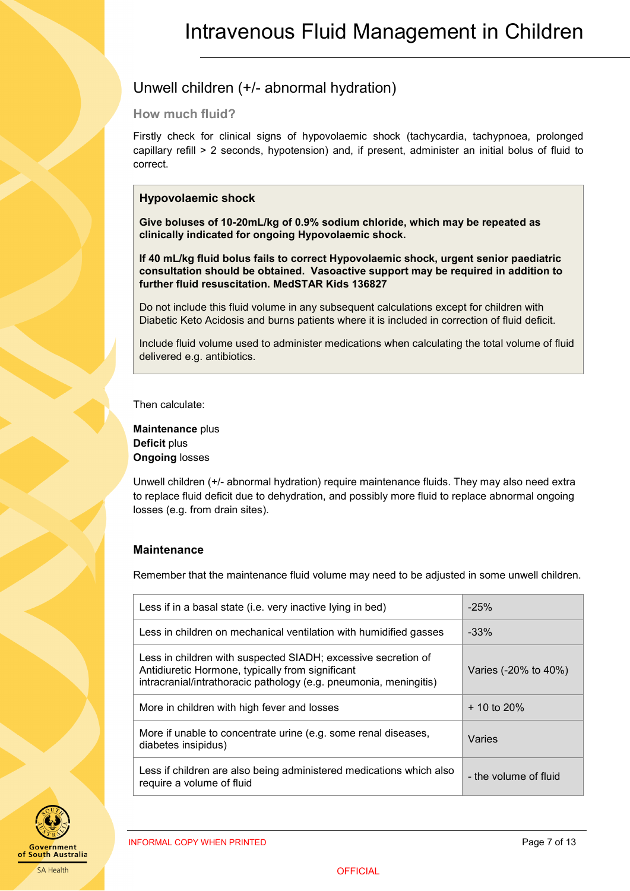## Unwell children (+/- abnormal hydration)

### How much fluid?

Firstly check for clinical signs of hypovolaemic shock (tachycardia, tachypnoea, prolonged capillary refill > 2 seconds, hypotension) and, if present, administer an initial bolus of fluid to correct.

> **Hypovolaemic shock**
>
> **Give boluses of 10-20mL/kg of 0.9% sodium chloride, which may be repeated as clinically indicated for ongoing Hypovolaemic shock.**
>
> **If 40 mL/kg fluid bolus fails to correct Hypovolaemic shock, urgent senior paediatric consultation should be obtained. Vasoactive support may be required in addition to further fluid resuscitation. MedSTAR Kids 136827**
>
> Do not include this fluid volume in any subsequent calculations except for children with Diabetic Keto Acidosis and burns patients where it is included in correction of fluid deficit.
>
> Include fluid volume used to administer medications when calculating the total volume of fluid delivered e.g. antibiotics.

Then calculate:

**Maintenance** plus
**Deficit** plus
**Ongoing** losses

Unwell children (+/- abnormal hydration) require maintenance fluids. They may also need extra to replace fluid deficit due to dehydration, and possibly more fluid to replace abnormal ongoing losses (e.g. from drain sites).

#### Maintenance

Remember that the maintenance fluid volume may need to be adjusted in some unwell children.

| | |
|---|---|
| Less if in a basal state (i.e. very inactive lying in bed) | -25% |
| Less in children on mechanical ventilation with humidified gasses | -33% |
| Less in children with suspected SIADH; excessive secretion of Antidiuretic Hormone, typically from significant intracranial/intrathoracic pathology (e.g. pneumonia, meningitis) | Varies (-20% to 40%) |
| More in children with high fever and losses | + 10 to 20% |
| More if unable to concentrate urine (e.g. some renal diseases, diabetes insipidus) | Varies |
| Less if children are also being administered medications which also require a volume of fluid | - the volume of fluid |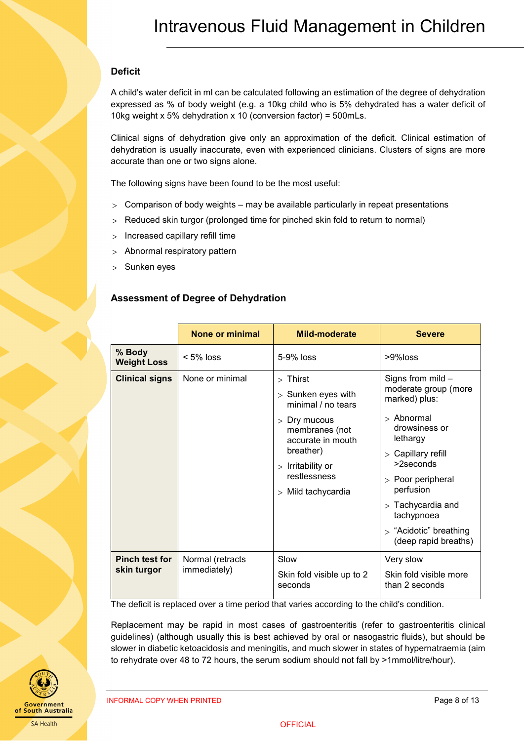## Deficit

A child's water deficit in ml can be calculated following an estimation of the degree of dehydration expressed as % of body weight (e.g. a 10kg child who is 5% dehydrated has a water deficit of 10kg weight x 5% dehydration x 10 (conversion factor) = 500mLs.

Clinical signs of dehydration give only an approximation of the deficit. Clinical estimation of dehydration is usually inaccurate, even with experienced clinicians. Clusters of signs are more accurate than one or two signs alone.

The following signs have been found to be the most useful:

- Comparison of body weights – may be available particularly in repeat presentations
- Reduced skin turgor (prolonged time for pinched skin fold to return to normal)
- Increased capillary refill time
- Abnormal respiratory pattern
- Sunken eyes

## Assessment of Degree of Dehydration

| | None or minimal | Mild-moderate | Severe |
|---|---|---|---|
| **% Body Weight Loss** | < 5% loss | 5-9% loss | >9%loss |
| **Clinical signs** | None or minimal | > Thirst<br>> Sunken eyes with minimal / no tears<br>> Dry mucous membranes (not accurate in mouth breather)<br>> Irritability or restlessness<br>> Mild tachycardia | Signs from mild – moderate group (more marked) plus:<br>> Abnormal drowsiness or lethargy<br>> Capillary refill >2seconds<br>> Poor peripheral perfusion<br>> Tachycardia and tachypnoea<br>> "Acidotic" breathing (deep rapid breaths) |
| **Pinch test for skin turgor** | Normal (retracts immediately) | Slow<br>Skin fold visible up to 2 seconds | Very slow<br>Skin fold visible more than 2 seconds |

The deficit is replaced over a time period that varies according to the child's condition.

Replacement may be rapid in most cases of gastroenteritis (refer to gastroenteritis clinical guidelines) (although usually this is best achieved by oral or nasogastric fluids), but should be slower in diabetic ketoacidosis and meningitis, and much slower in states of hypernatraemia (aim to rehydrate over 48 to 72 hours, the serum sodium should not fall by >1mmol/litre/hour).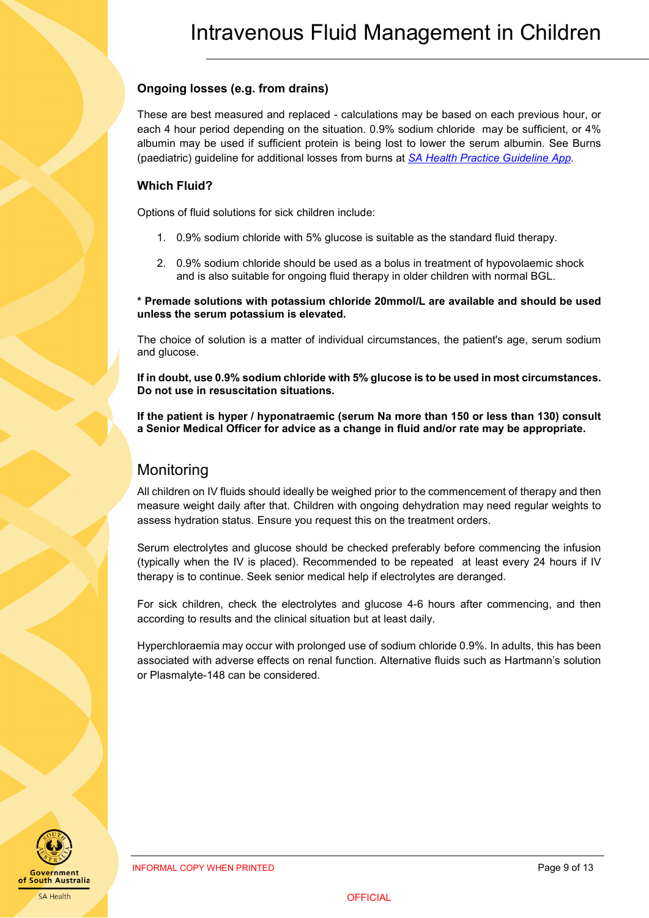### Ongoing losses (e.g. from drains)

These are best measured and replaced - calculations may be based on each previous hour, or each 4 hour period depending on the situation. 0.9% sodium chloride may be sufficient, or 4% albumin may be used if sufficient protein is being lost to lower the serum albumin. See Burns (paediatric) guideline for additional losses from burns at [SA Health Practice Guideline App](SA Health Practice Guideline App).

### Which Fluid?

Options of fluid solutions for sick children include:

1. 0.9% sodium chloride with 5% glucose is suitable as the standard fluid therapy.
2. 0.9% sodium chloride should be used as a bolus in treatment of hypovolaemic shock and is also suitable for ongoing fluid therapy in older children with normal BGL.

**\* Premade solutions with potassium chloride 20mmol/L are available and should be used unless the serum potassium is elevated.**

The choice of solution is a matter of individual circumstances, the patient's age, serum sodium and glucose.

**If in doubt, use 0.9% sodium chloride with 5% glucose is to be used in most circumstances. Do not use in resuscitation situations.**

**If the patient is hyper / hyponatraemic (serum Na more than 150 or less than 130) consult a Senior Medical Officer for advice as a change in fluid and/or rate may be appropriate.**

## Monitoring

All children on IV fluids should ideally be weighed prior to the commencement of therapy and then measure weight daily after that. Children with ongoing dehydration may need regular weights to assess hydration status. Ensure you request this on the treatment orders.

Serum electrolytes and glucose should be checked preferably before commencing the infusion (typically when the IV is placed). Recommended to be repeated at least every 24 hours if IV therapy is to continue. Seek senior medical help if electrolytes are deranged.

For sick children, check the electrolytes and glucose 4-6 hours after commencing, and then according to results and the clinical situation but at least daily.

Hyperchloraemia may occur with prolonged use of sodium chloride 0.9%. In adults, this has been associated with adverse effects on renal function. Alternative fluids such as Hartmann's solution or Plasmalyte-148 can be considered.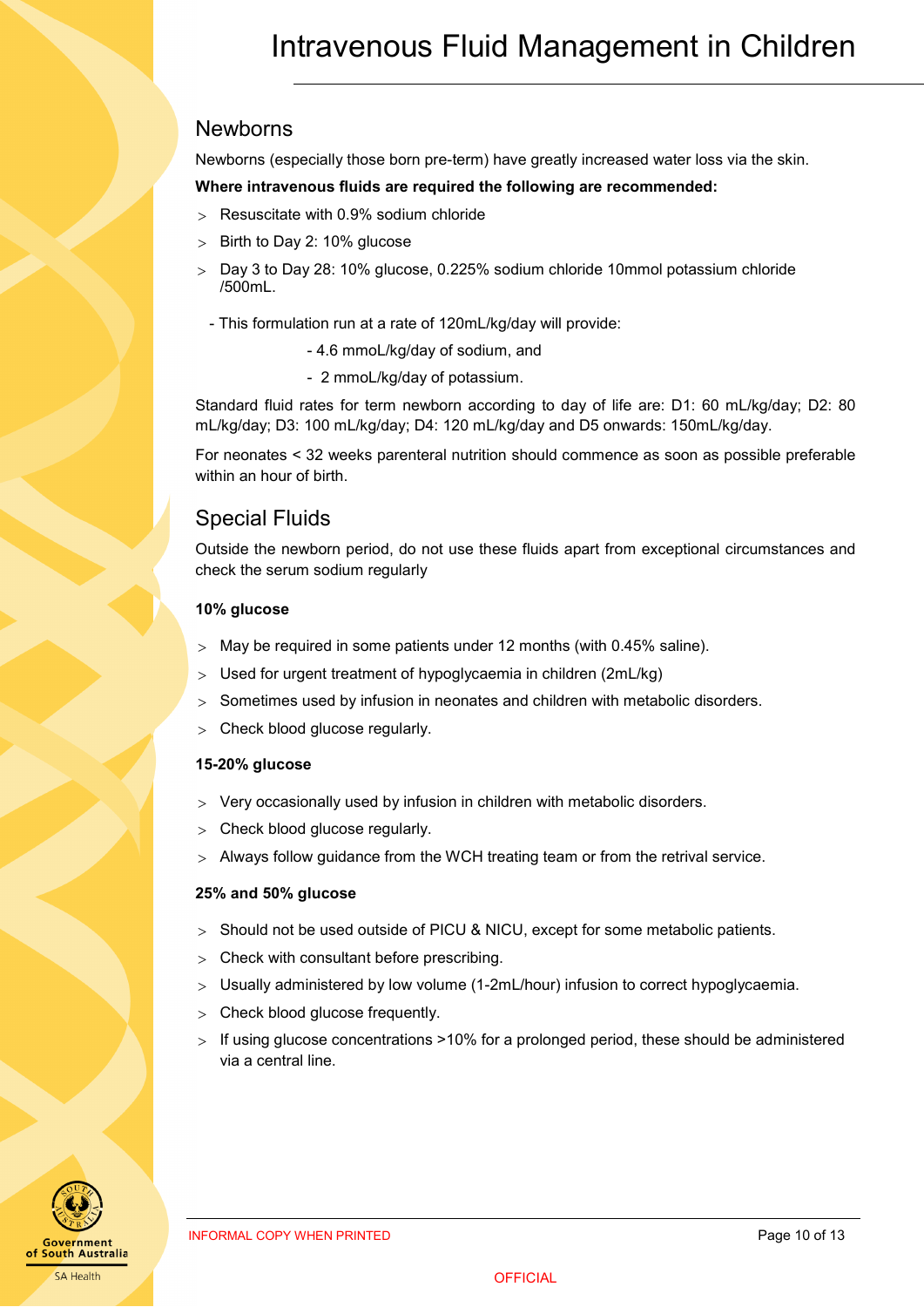## Newborns

Newborns (especially those born pre-term) have greatly increased water loss via the skin.

**Where intravenous fluids are required the following are recommended:**

- Resuscitate with 0.9% sodium chloride
- Birth to Day 2: 10% glucose
- Day 3 to Day 28: 10% glucose, 0.225% sodium chloride 10mmol potassium chloride /500mL.

  - This formulation run at a rate of 120mL/kg/day will provide:
    - 4.6 mmoL/kg/day of sodium, and
    - 2 mmoL/kg/day of potassium.

Standard fluid rates for term newborn according to day of life are: D1: 60 mL/kg/day; D2: 80 mL/kg/day; D3: 100 mL/kg/day; D4: 120 mL/kg/day and D5 onwards: 150mL/kg/day.

For neonates < 32 weeks parenteral nutrition should commence as soon as possible preferable within an hour of birth.

## Special Fluids

Outside the newborn period, do not use these fluids apart from exceptional circumstances and check the serum sodium regularly

**10% glucose**

- May be required in some patients under 12 months (with 0.45% saline).
- Used for urgent treatment of hypoglycaemia in children (2mL/kg)
- Sometimes used by infusion in neonates and children with metabolic disorders.
- Check blood glucose regularly.

**15-20% glucose**

- Very occasionally used by infusion in children with metabolic disorders.
- Check blood glucose regularly.
- Always follow guidance from the WCH treating team or from the retrival service.

**25% and 50% glucose**

- Should not be used outside of PICU & NICU, except for some metabolic patients.
- Check with consultant before prescribing.
- Usually administered by low volume (1-2mL/hour) infusion to correct hypoglycaemia.
- Check blood glucose frequently.
- If using glucose concentrations >10% for a prolonged period, these should be administered via a central line.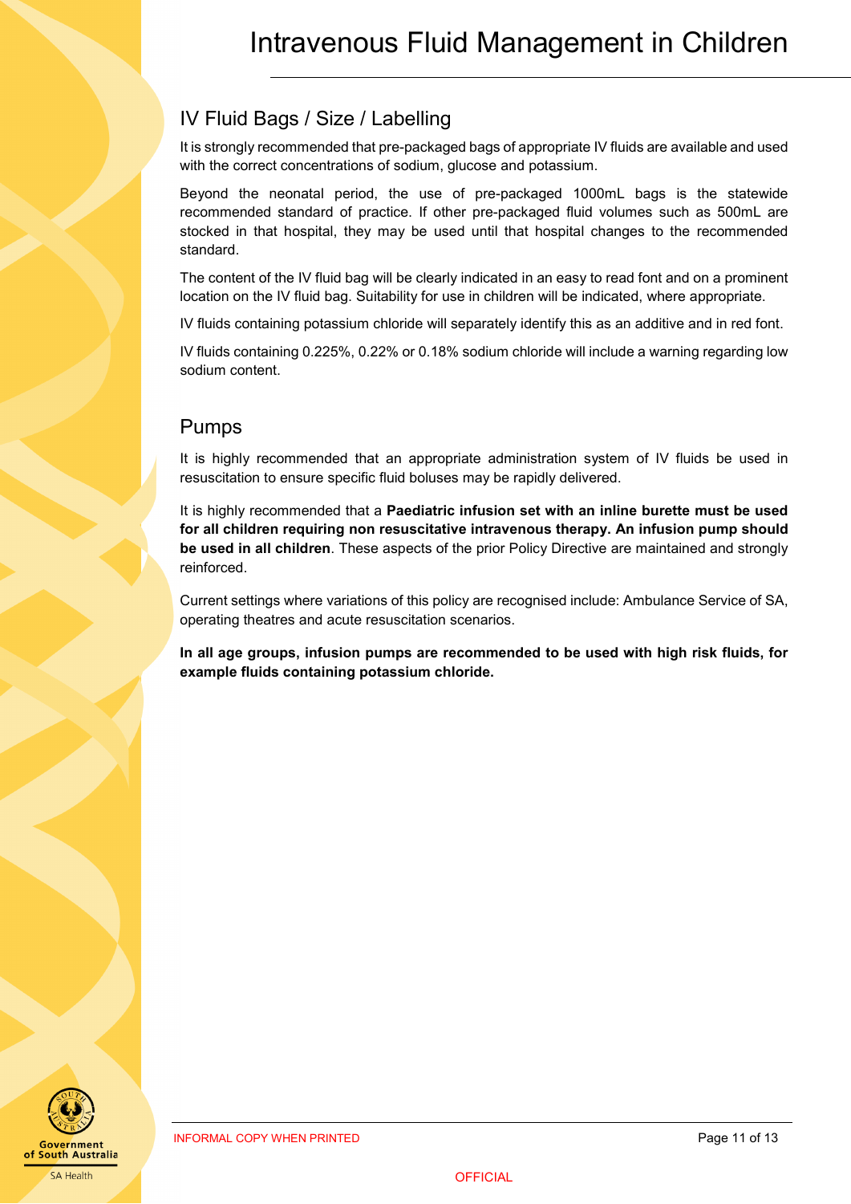## IV Fluid Bags / Size / Labelling

It is strongly recommended that pre-packaged bags of appropriate IV fluids are available and used with the correct concentrations of sodium, glucose and potassium.

Beyond the neonatal period, the use of pre-packaged 1000mL bags is the statewide recommended standard of practice. If other pre-packaged fluid volumes such as 500mL are stocked in that hospital, they may be used until that hospital changes to the recommended standard.

The content of the IV fluid bag will be clearly indicated in an easy to read font and on a prominent location on the IV fluid bag. Suitability for use in children will be indicated, where appropriate.

IV fluids containing potassium chloride will separately identify this as an additive and in red font.

IV fluids containing 0.225%, 0.22% or 0.18% sodium chloride will include a warning regarding low sodium content.

## Pumps

It is highly recommended that an appropriate administration system of IV fluids be used in resuscitation to ensure specific fluid boluses may be rapidly delivered.

It is highly recommended that a **Paediatric infusion set with an inline burette must be used for all children requiring non resuscitative intravenous therapy. An infusion pump should be used in all children**. These aspects of the prior Policy Directive are maintained and strongly reinforced.

Current settings where variations of this policy are recognised include: Ambulance Service of SA, operating theatres and acute resuscitation scenarios.

**In all age groups, infusion pumps are recommended to be used with high risk fluids, for example fluids containing potassium chloride.**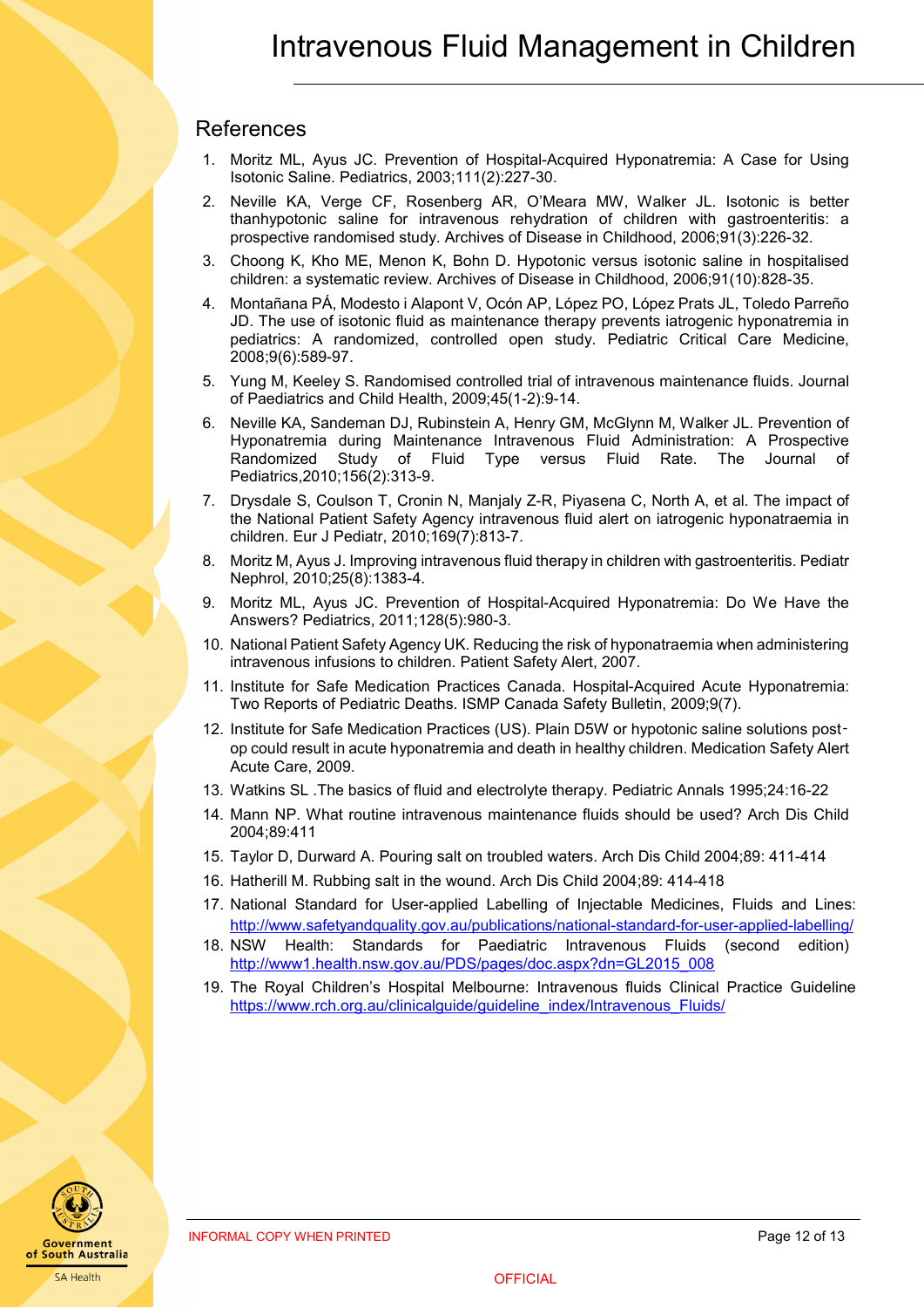## References

1. Moritz ML, Ayus JC. Prevention of Hospital-Acquired Hyponatremia: A Case for Using Isotonic Saline. Pediatrics, 2003;111(2):227-30.
2. Neville KA, Verge CF, Rosenberg AR, O'Meara MW, Walker JL. Isotonic is better thanhypotonic saline for intravenous rehydration of children with gastroenteritis: a prospective randomised study. Archives of Disease in Childhood, 2006;91(3):226-32.
3. Choong K, Kho ME, Menon K, Bohn D. Hypotonic versus isotonic saline in hospitalised children: a systematic review. Archives of Disease in Childhood, 2006;91(10):828-35.
4. Montañana PÁ, Modesto i Alapont V, Ocón AP, López PO, López Prats JL, Toledo Parreño JD. The use of isotonic fluid as maintenance therapy prevents iatrogenic hyponatremia in pediatrics: A randomized, controlled open study. Pediatric Critical Care Medicine, 2008;9(6):589-97.
5. Yung M, Keeley S. Randomised controlled trial of intravenous maintenance fluids. Journal of Paediatrics and Child Health, 2009;45(1-2):9-14.
6. Neville KA, Sandeman DJ, Rubinstein A, Henry GM, McGlynn M, Walker JL. Prevention of Hyponatremia during Maintenance Intravenous Fluid Administration: A Prospective Randomized Study of Fluid Type versus Fluid Rate. The Journal of Pediatrics,2010;156(2):313-9.
7. Drysdale S, Coulson T, Cronin N, Manjaly Z-R, Piyasena C, North A, et al. The impact of the National Patient Safety Agency intravenous fluid alert on iatrogenic hyponatraemia in children. Eur J Pediatr, 2010;169(7):813-7.
8. Moritz M, Ayus J. Improving intravenous fluid therapy in children with gastroenteritis. Pediatr Nephrol, 2010;25(8):1383-4.
9. Moritz ML, Ayus JC. Prevention of Hospital-Acquired Hyponatremia: Do We Have the Answers? Pediatrics, 2011;128(5):980-3.
10. National Patient Safety Agency UK. Reducing the risk of hyponatraemia when administering intravenous infusions to children. Patient Safety Alert, 2007.
11. Institute for Safe Medication Practices Canada. Hospital-Acquired Acute Hyponatremia: Two Reports of Pediatric Deaths. ISMP Canada Safety Bulletin, 2009;9(7).
12. Institute for Safe Medication Practices (US). Plain D5W or hypotonic saline solutions post-op could result in acute hyponatremia and death in healthy children. Medication Safety Alert Acute Care, 2009.
13. Watkins SL .The basics of fluid and electrolyte therapy. Pediatric Annals 1995;24:16-22
14. Mann NP. What routine intravenous maintenance fluids should be used? Arch Dis Child 2004;89:411
15. Taylor D, Durward A. Pouring salt on troubled waters. Arch Dis Child 2004;89: 411-414
16. Hatherill M. Rubbing salt in the wound. Arch Dis Child 2004;89: 414-418
17. National Standard for User-applied Labelling of Injectable Medicines, Fluids and Lines: http://www.safetyandquality.gov.au/publications/national-standard-for-user-applied-labelling/
18. NSW Health: Standards for Paediatric Intravenous Fluids (second edition) http://www1.health.nsw.gov.au/PDS/pages/doc.aspx?dn=GL2015_008
19. The Royal Children's Hospital Melbourne: Intravenous fluids Clinical Practice Guideline https://www.rch.org.au/clinicalguide/guideline_index/Intravenous_Fluids/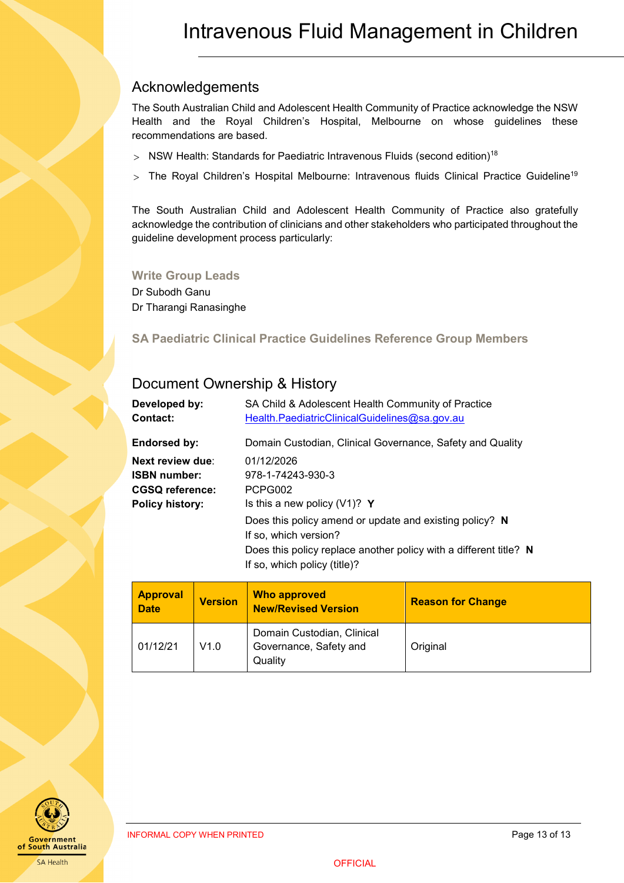## Acknowledgements

The South Australian Child and Adolescent Health Community of Practice acknowledge the NSW Health and the Royal Children's Hospital, Melbourne on whose guidelines these recommendations are based.

- NSW Health: Standards for Paediatric Intravenous Fluids (second edition)[18]
- The Royal Children's Hospital Melbourne: Intravenous fluids Clinical Practice Guideline[19]

The South Australian Child and Adolescent Health Community of Practice also gratefully acknowledge the contribution of clinicians and other stakeholders who participated throughout the guideline development process particularly:

### Write Group Leads

Dr Subodh Ganu
Dr Tharangi Ranasinghe

### SA Paediatric Clinical Practice Guidelines Reference Group Members

## Document Ownership & History

**Developed by:** SA Child & Adolescent Health Community of Practice
**Contact:** Health.PaediatricClinicalGuidelines@sa.gov.au

**Endorsed by:** Domain Custodian, Clinical Governance, Safety and Quality
**Next review due:** 01/12/2026
**ISBN number:** 978-1-74243-930-3
**CGSQ reference:** PCPG002
**Policy history:** Is this a new policy (V1)? **Y**
Does this policy amend or update and existing policy? **N**
If so, which version?
Does this policy replace another policy with a different title? **N**
If so, which policy (title)?

| Approval Date | Version | Who approved New/Revised Version | Reason for Change |
|---|---|---|---|
| 01/12/21 | V1.0 | Domain Custodian, Clinical Governance, Safety and Quality | Original |